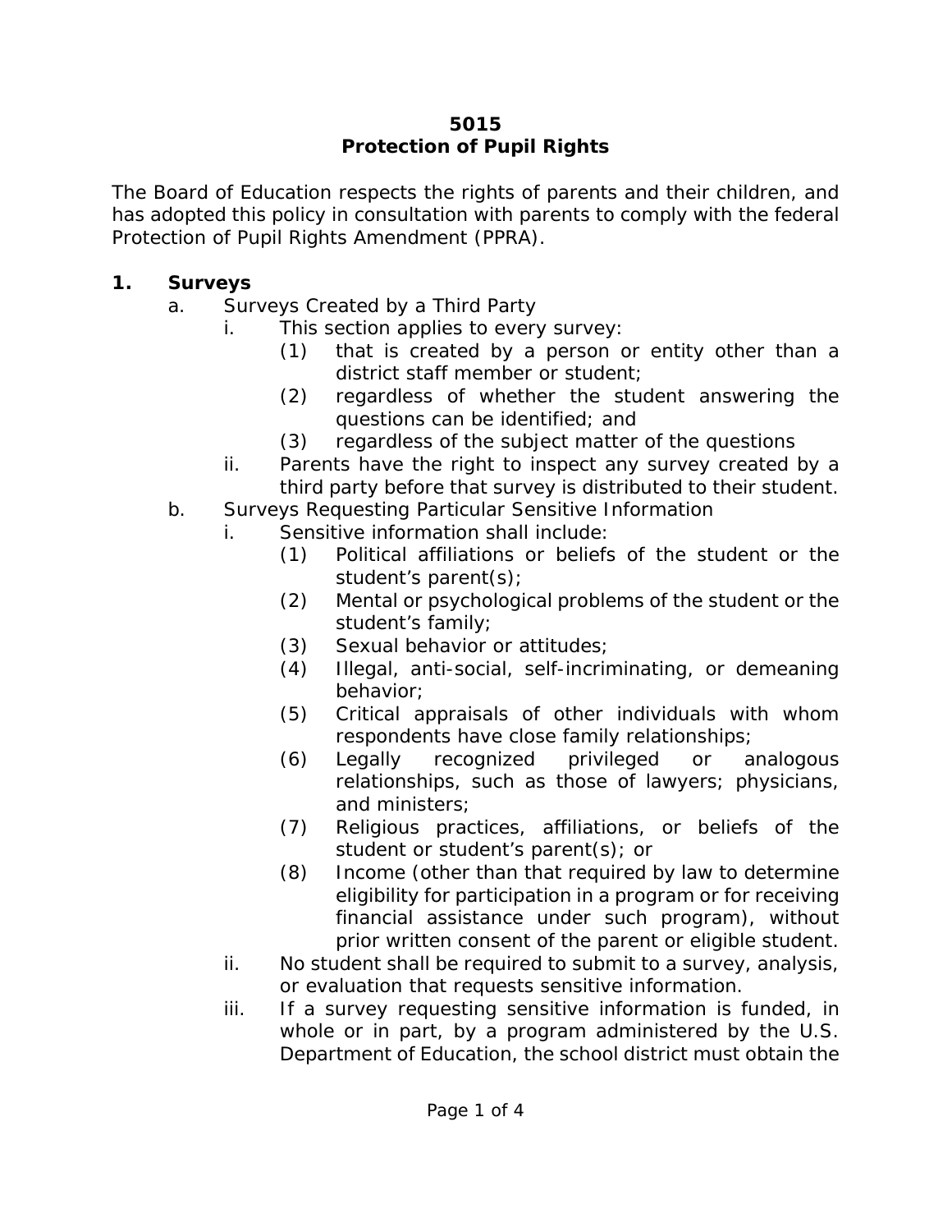# 5015
# Protection of Pupil Rights

The Board of Education respects the rights of parents and their children, and has adopted this policy in consultation with parents to comply with the federal Protection of Pupil Rights Amendment (PPRA).

## 1. Surveys

a. Surveys Created by a Third Party

   i. This section applies to every survey:

      (1) that is created by a person or entity other than a district staff member or student;

      (2) regardless of whether the student answering the questions can be identified; and

      (3) regardless of the subject matter of the questions

   ii. Parents have the right to inspect any survey created by a third party before that survey is distributed to their student.

b. Surveys Requesting Particular Sensitive Information

   i. Sensitive information shall include:

      (1) Political affiliations or beliefs of the student or the student's parent(s);

      (2) Mental or psychological problems of the student or the student's family;

      (3) Sexual behavior or attitudes;

      (4) Illegal, anti-social, self-incriminating, or demeaning behavior;

      (5) Critical appraisals of other individuals with whom respondents have close family relationships;

      (6) Legally recognized privileged or analogous relationships, such as those of lawyers; physicians, and ministers;

      (7) Religious practices, affiliations, or beliefs of the student or student's parent(s); or

      (8) Income (other than that required by law to determine eligibility for participation in a program or for receiving financial assistance under such program), without prior written consent of the parent or eligible student.

   ii. No student shall be required to submit to a survey, analysis, or evaluation that requests sensitive information.

   iii. If a survey requesting sensitive information is funded, in whole or in part, by a program administered by the U.S. Department of Education, the school district must obtain the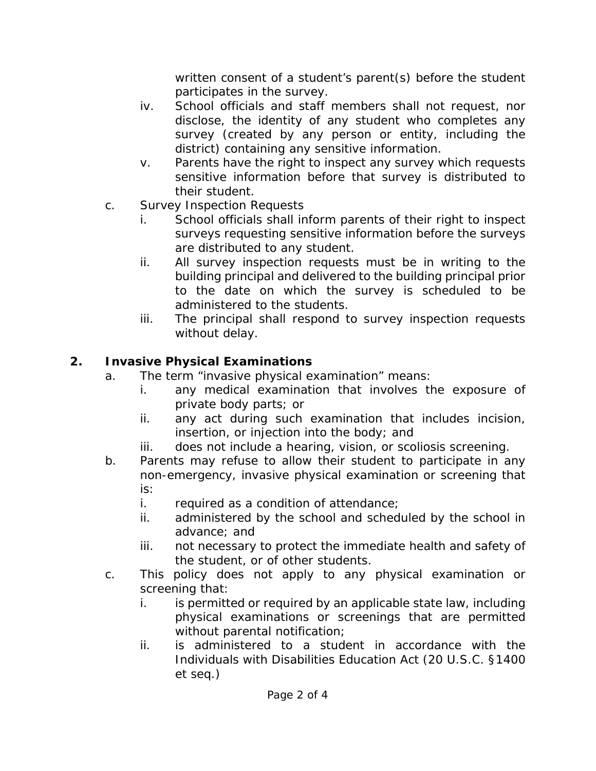written consent of a student's parent(s) before the student participates in the survey.

   iv. School officials and staff members shall not request, nor disclose, the identity of any student who completes any survey (created by any person or entity, including the district) containing any sensitive information.

   v. Parents have the right to inspect any survey which requests sensitive information before that survey is distributed to their student.

c. Survey Inspection Requests

   i. School officials shall inform parents of their right to inspect surveys requesting sensitive information before the surveys are distributed to any student.

   ii. All survey inspection requests must be in writing to the building principal and delivered to the building principal prior to the date on which the survey is scheduled to be administered to the students.

   iii. The principal shall respond to survey inspection requests without delay.

**2. Invasive Physical Examinations**

a. The term "invasive physical examination" means:

   i. any medical examination that involves the exposure of private body parts; or

   ii. any act during such examination that includes incision, insertion, or injection into the body; and

   iii. does not include a hearing, vision, or scoliosis screening.

b. Parents may refuse to allow their student to participate in any non-emergency, invasive physical examination or screening that is:

   i. required as a condition of attendance;

   ii. administered by the school and scheduled by the school in advance; and

   iii. not necessary to protect the immediate health and safety of the student, or of other students.

c. This policy does not apply to any physical examination or screening that:

   i. is permitted or required by an applicable state law, including physical examinations or screenings that are permitted without parental notification;

   ii. is administered to a student in accordance with the Individuals with Disabilities Education Act (20 U.S.C. §1400 et seq.)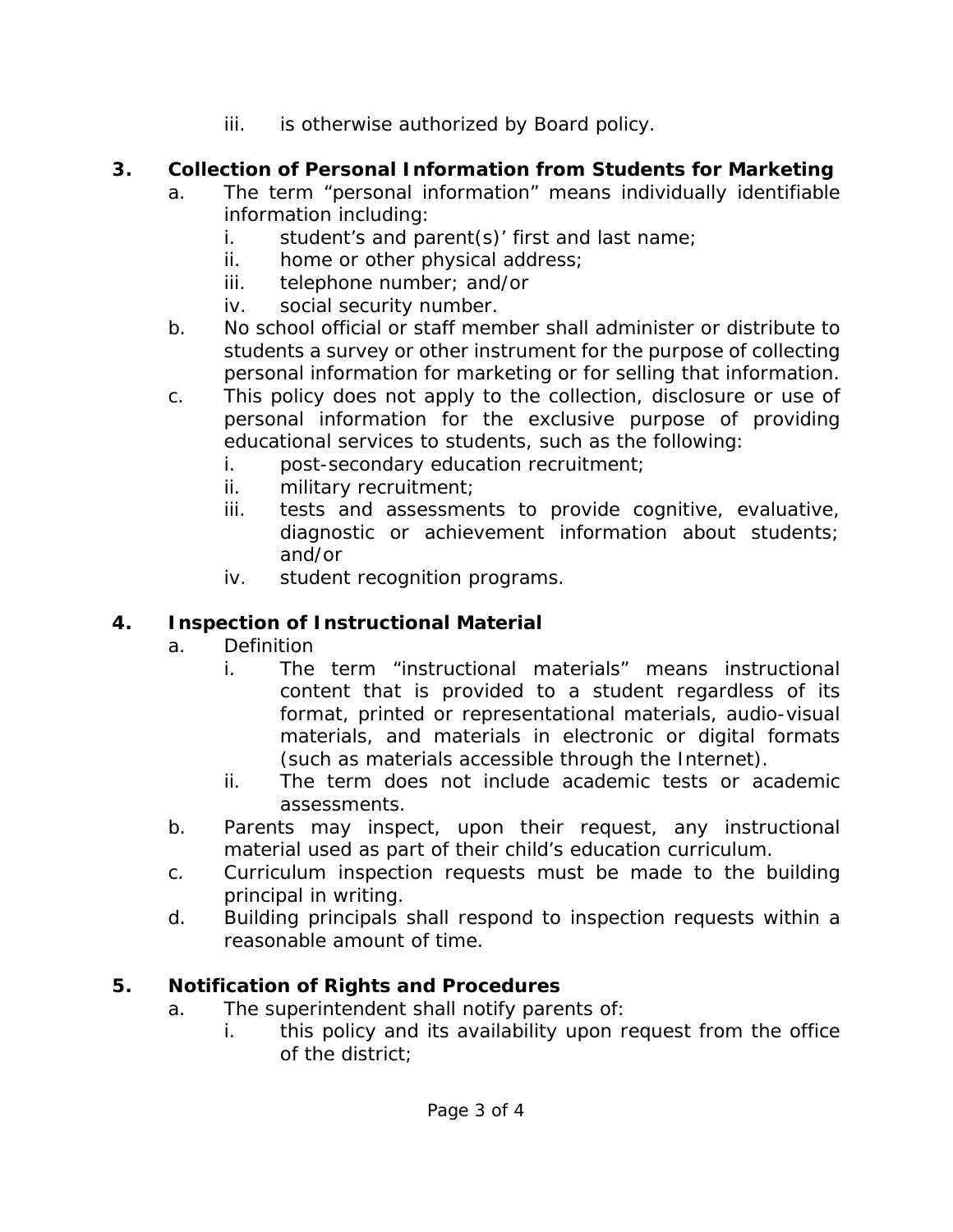iii. is otherwise authorized by Board policy.

**3. Collection of Personal Information from Students for Marketing**

a. The term “personal information” means individually identifiable information including:
   i. student’s and parent(s)’ first and last name;
   ii. home or other physical address;
   iii. telephone number; and/or
   iv. social security number.

b. No school official or staff member shall administer or distribute to students a survey or other instrument for the purpose of collecting personal information for marketing or for selling that information.

c. This policy does not apply to the collection, disclosure or use of personal information for the exclusive purpose of providing educational services to students, such as the following:
   i. post-secondary education recruitment;
   ii. military recruitment;
   iii. tests and assessments to provide cognitive, evaluative, diagnostic or achievement information about students; and/or
   iv. student recognition programs.

**4. Inspection of Instructional Material**

a. Definition
   i. The term “instructional materials” means instructional content that is provided to a student regardless of its format, printed or representational materials, audio-visual materials, and materials in electronic or digital formats (such as materials accessible through the Internet).
   ii. The term does not include academic tests or academic assessments.

b. Parents may inspect, upon their request, any instructional material used as part of their child’s education curriculum.

c. Curriculum inspection requests must be made to the building principal in writing.

d. Building principals shall respond to inspection requests within a reasonable amount of time.

**5. Notification of Rights and Procedures**

a. The superintendent shall notify parents of:
   i. this policy and its availability upon request from the office of the district;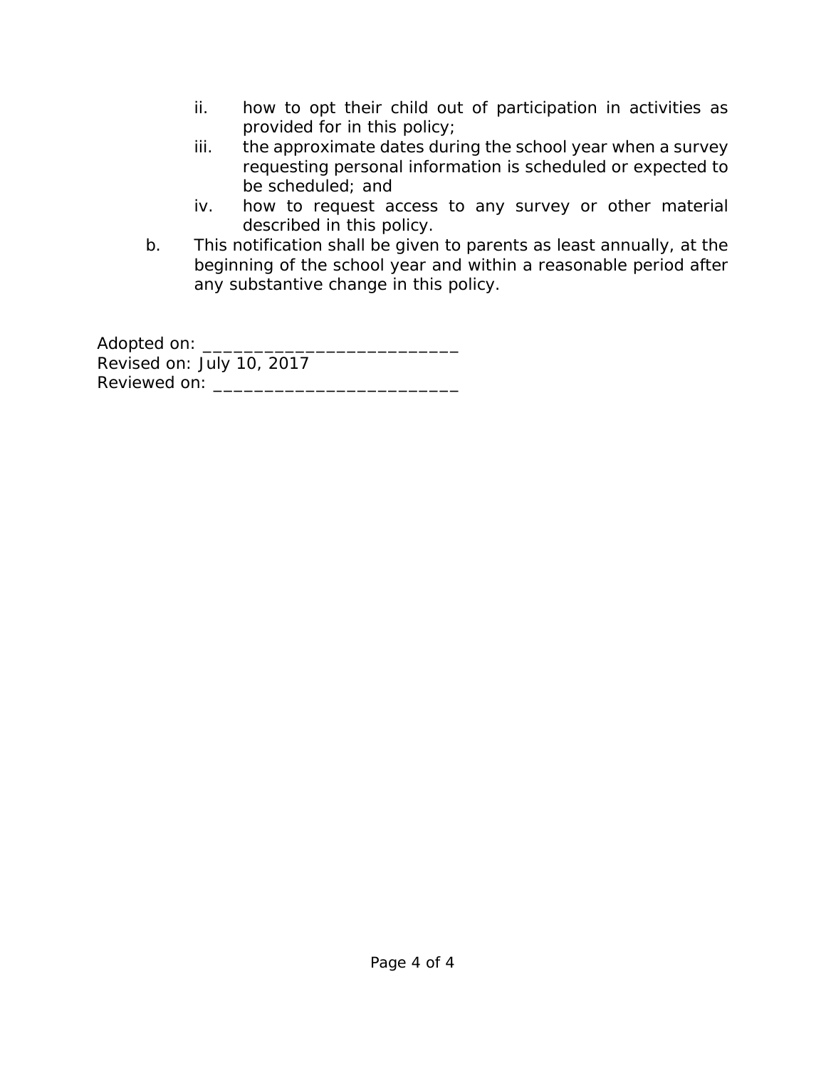- ii. how to opt their child out of participation in activities as provided for in this policy;
- iii. the approximate dates during the school year when a survey requesting personal information is scheduled or expected to be scheduled; and
- iv. how to request access to any survey or other material described in this policy.

b. This notification shall be given to parents as least annually, at the beginning of the school year and within a reasonable period after any substantive change in this policy.

Adopted on: ___________________________
Revised on: July 10, 2017
Reviewed on: __________________________